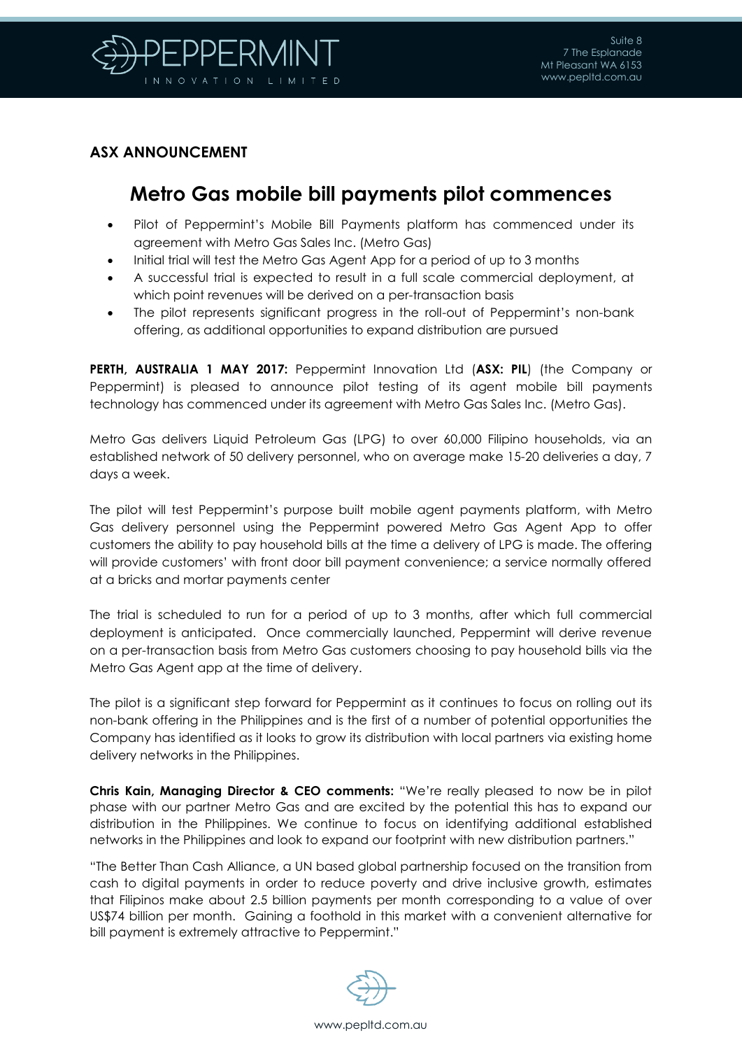## ASX ANNOUNCEMENT

# Metro Gas mobile bill payments pilot commences

- Pilot of Peppermint's Mobile Bill Payments platform has commenced under its agreement with Metro Gas Sales Inc. (Metro Gas)
- Initial trial will test the Metro Gas Agent App for a period of up to 3 months
- A successful trial is expected to result in a full scale commercial deployment, at which point revenues will be derived on a per-transaction basis
- The pilot represents significant progress in the roll-out of Peppermint's non-bank offering, as additional opportunities to expand distribution are pursued

**PERTH, AUSTRALIA 1 MAY 2017:** Peppermint Innovation Ltd (**ASX: PIL**) (the Company or Peppermint) is pleased to announce pilot testing of its agent mobile bill payments technology has commenced under its agreement with Metro Gas Sales Inc. (Metro Gas).

Metro Gas delivers Liquid Petroleum Gas (LPG) to over 60,000 Filipino households, via an established network of 50 delivery personnel, who on average make 15-20 deliveries a day, 7 days a week.

The pilot will test Peppermint's purpose built mobile agent payments platform, with Metro Gas delivery personnel using the Peppermint powered Metro Gas Agent App to offer customers the ability to pay household bills at the time a delivery of LPG is made. The offering will provide customers' with front door bill payment convenience; a service normally offered at a bricks and mortar payments center

The trial is scheduled to run for a period of up to 3 months, after which full commercial deployment is anticipated. Once commercially launched, Peppermint will derive revenue on a per-transaction basis from Metro Gas customers choosing to pay household bills via the Metro Gas Agent app at the time of delivery.

The pilot is a significant step forward for Peppermint as it continues to focus on rolling out its non-bank offering in the Philippines and is the first of a number of potential opportunities the Company has identified as it looks to grow its distribution with local partners via existing home delivery networks in the Philippines.

**Chris Kain, Managing Director & CEO comments:** "We're really pleased to now be in pilot phase with our partner Metro Gas and are excited by the potential this has to expand our distribution in the Philippines. We continue to focus on identifying additional established networks in the Philippines and look to expand our footprint with new distribution partners."

"The Better Than Cash Alliance, a UN based global partnership focused on the transition from cash to digital payments in order to reduce poverty and drive inclusive growth, estimates that Filipinos make about 2.5 billion payments per month corresponding to a value of over US$74 billion per month. Gaining a foothold in this market with a convenient alternative for bill payment is extremely attractive to Peppermint."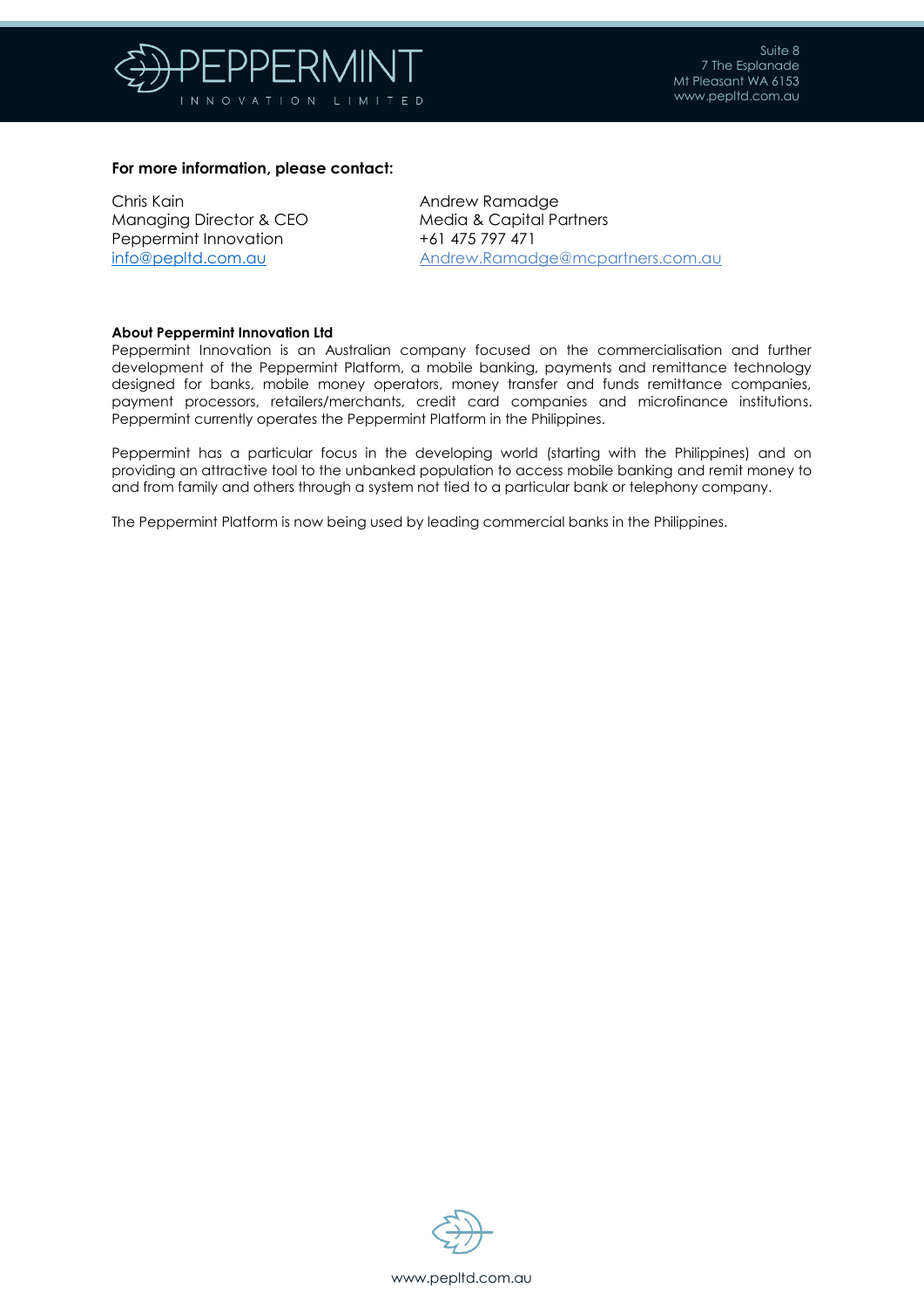**For more information, please contact:**

| | |
|---|---|
| Chris Kain | Andrew Ramadge |
| Managing Director & CEO | Media & Capital Partners |
| Peppermint Innovation | +61 475 797 471 |
| info@pepltd.com.au | Andrew.Ramadge@mcpartners.com.au |

**About Peppermint Innovation Ltd**

Peppermint Innovation is an Australian company focused on the commercialisation and further development of the Peppermint Platform, a mobile banking, payments and remittance technology designed for banks, mobile money operators, money transfer and funds remittance companies, payment processors, retailers/merchants, credit card companies and microfinance institutions. Peppermint currently operates the Peppermint Platform in the Philippines.

Peppermint has a particular focus in the developing world (starting with the Philippines) and on providing an attractive tool to the unbanked population to access mobile banking and remit money to and from family and others through a system not tied to a particular bank or telephony company.

The Peppermint Platform is now being used by leading commercial banks in the Philippines.